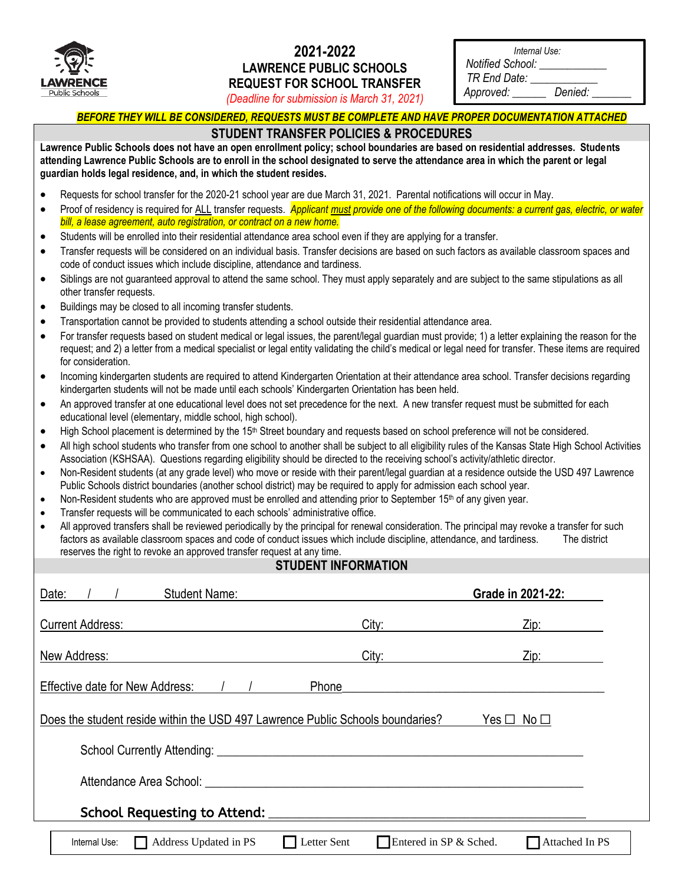LAWRENCE Public Schools

# 2021-2022
## LAWRENCE PUBLIC SCHOOLS
## REQUEST FOR SCHOOL TRANSFER

*(Deadline for submission is March 31, 2021)*

*Internal Use:*
*Notified School: ___________*
*TR End Date: ___________*
*Approved: ______ Denied: _______*

***BEFORE THEY WILL BE CONSIDERED, REQUESTS MUST BE COMPLETE AND HAVE PROPER DOCUMENTATION ATTACHED***

## STUDENT TRANSFER POLICIES & PROCEDURES

**Lawrence Public Schools does not have an open enrollment policy; school boundaries are based on residential addresses. Students attending Lawrence Public Schools are to enroll in the school designated to serve the attendance area in which the parent or legal guardian holds legal residence, and, in which the student resides.**

- Requests for school transfer for the 2020-21 school year are due March 31, 2021. Parental notifications will occur in May.
- Proof of residency is required for ALL transfer requests. *Applicant must provide one of the following documents: a current gas, electric, or water bill, a lease agreement, auto registration, or contract on a new home.*
- Students will be enrolled into their residential attendance area school even if they are applying for a transfer.
- Transfer requests will be considered on an individual basis. Transfer decisions are based on such factors as available classroom spaces and code of conduct issues which include discipline, attendance and tardiness.
- Siblings are not guaranteed approval to attend the same school. They must apply separately and are subject to the same stipulations as all other transfer requests.
- Buildings may be closed to all incoming transfer students.
- Transportation cannot be provided to students attending a school outside their residential attendance area.
- For transfer requests based on student medical or legal issues, the parent/legal guardian must provide; 1) a letter explaining the reason for the request; and 2) a letter from a medical specialist or legal entity validating the child's medical or legal need for transfer. These items are required for consideration.
- Incoming kindergarten students are required to attend Kindergarten Orientation at their attendance area school. Transfer decisions regarding kindergarten students will not be made until each schools' Kindergarten Orientation has been held.
- An approved transfer at one educational level does not set precedence for the next. A new transfer request must be submitted for each educational level (elementary, middle school, high school).
- High School placement is determined by the 15th Street boundary and requests based on school preference will not be considered.
- All high school students who transfer from one school to another shall be subject to all eligibility rules of the Kansas State High School Activities Association (KSHSAA). Questions regarding eligibility should be directed to the receiving school's activity/athletic director.
- Non-Resident students (at any grade level) who move or reside with their parent/legal guardian at a residence outside the USD 497 Lawrence Public Schools district boundaries (another school district) may be required to apply for admission each school year.
- Non-Resident students who are approved must be enrolled and attending prior to September 15th of any given year.
- Transfer requests will be communicated to each schools' administrative office.
- All approved transfers shall be reviewed periodically by the principal for renewal consideration. The principal may revoke a transfer for such factors as available classroom spaces and code of conduct issues which include discipline, attendance, and tardiness. The district reserves the right to revoke an approved transfer request at any time.

## STUDENT INFORMATION

Date: ___/___/___ Student Name: ______________________________ **Grade in 2021-22:** ________

Current Address: ______________________________ City: ______________ Zip: ________

New Address: ______________________________ City: ______________ Zip: ________

Effective date for New Address: ___/___/___ Phone ______________________________

Does the student reside within the USD 497 Lawrence Public Schools boundaries? Yes ☐ No ☐

School Currently Attending: ______________________________

Attendance Area School: ______________________________

**School Requesting to Attend:** ______________________________

Internal Use: ☐ Address Updated in PS ☐ Letter Sent ☐ Entered in SP & Sched. ☐ Attached In PS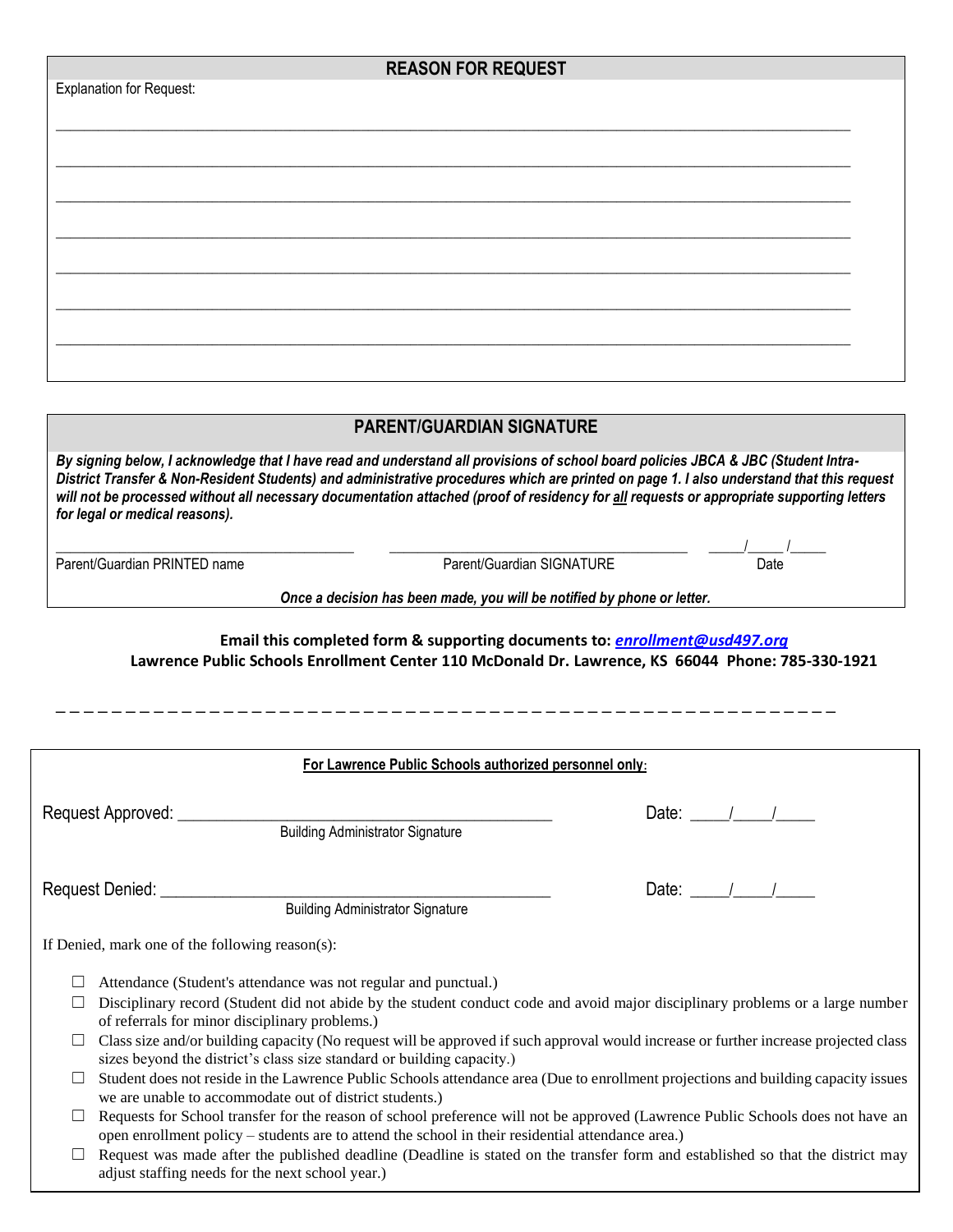## REASON FOR REQUEST

Explanation for Request:

\_\_\_\_\_\_\_\_\_\_\_\_\_\_\_\_\_\_\_\_\_\_\_\_\_\_\_\_\_\_\_\_\_\_\_\_\_\_\_\_\_\_\_\_\_\_\_\_\_\_\_\_\_\_\_\_\_\_\_\_\_\_\_\_\_\_\_\_\_\_\_\_

\_\_\_\_\_\_\_\_\_\_\_\_\_\_\_\_\_\_\_\_\_\_\_\_\_\_\_\_\_\_\_\_\_\_\_\_\_\_\_\_\_\_\_\_\_\_\_\_\_\_\_\_\_\_\_\_\_\_\_\_\_\_\_\_\_\_\_\_\_\_\_\_

\_\_\_\_\_\_\_\_\_\_\_\_\_\_\_\_\_\_\_\_\_\_\_\_\_\_\_\_\_\_\_\_\_\_\_\_\_\_\_\_\_\_\_\_\_\_\_\_\_\_\_\_\_\_\_\_\_\_\_\_\_\_\_\_\_\_\_\_\_\_\_\_

\_\_\_\_\_\_\_\_\_\_\_\_\_\_\_\_\_\_\_\_\_\_\_\_\_\_\_\_\_\_\_\_\_\_\_\_\_\_\_\_\_\_\_\_\_\_\_\_\_\_\_\_\_\_\_\_\_\_\_\_\_\_\_\_\_\_\_\_\_\_\_\_

\_\_\_\_\_\_\_\_\_\_\_\_\_\_\_\_\_\_\_\_\_\_\_\_\_\_\_\_\_\_\_\_\_\_\_\_\_\_\_\_\_\_\_\_\_\_\_\_\_\_\_\_\_\_\_\_\_\_\_\_\_\_\_\_\_\_\_\_\_\_\_\_

\_\_\_\_\_\_\_\_\_\_\_\_\_\_\_\_\_\_\_\_\_\_\_\_\_\_\_\_\_\_\_\_\_\_\_\_\_\_\_\_\_\_\_\_\_\_\_\_\_\_\_\_\_\_\_\_\_\_\_\_\_\_\_\_\_\_\_\_\_\_\_\_

\_\_\_\_\_\_\_\_\_\_\_\_\_\_\_\_\_\_\_\_\_\_\_\_\_\_\_\_\_\_\_\_\_\_\_\_\_\_\_\_\_\_\_\_\_\_\_\_\_\_\_\_\_\_\_\_\_\_\_\_\_\_\_\_\_\_\_\_\_\_\_\_

## PARENT/GUARDIAN SIGNATURE

***By signing below, I acknowledge that I have read and understand all provisions of school board policies JBCA & JBC (Student Intra-District Transfer & Non-Resident Students) and administrative procedures which are printed on page 1. I also understand that this request will not be processed without all necessary documentation attached (proof of residency for <u>all</u> requests or appropriate supporting letters for legal or medical reasons).***

| | | |
|---|---|---|
| \_\_\_\_\_\_\_\_\_\_\_\_\_\_\_\_\_\_\_\_\_\_\_\_\_\_\_\_\_\_ | \_\_\_\_\_\_\_\_\_\_\_\_\_\_\_\_\_\_\_\_\_\_\_\_\_\_\_\_\_\_ | \_\_\_\_/\_\_\_\_/\_\_\_\_ |
| Parent/Guardian PRINTED name | Parent/Guardian SIGNATURE | Date |

***Once a decision has been made, you will be notified by phone or letter.***

**Email this completed form & supporting documents to: *[enrollment@usd497.org](mailto:enrollment@usd497.org)***

**Lawrence Public Schools Enrollment Center 110 McDonald Dr. Lawrence, KS 66044 Phone: 785-330-1921**

---

**<u>For Lawrence Public Schools authorized personnel only</u>:**

Request Approved: \_\_\_\_\_\_\_\_\_\_\_\_\_\_\_\_\_\_\_\_\_\_\_\_\_\_\_\_\_\_\_\_\_\_\_\_ Date: \_\_\_\_/\_\_\_\_/\_\_\_\_
Building Administrator Signature

Request Denied: \_\_\_\_\_\_\_\_\_\_\_\_\_\_\_\_\_\_\_\_\_\_\_\_\_\_\_\_\_\_\_\_\_\_\_\_ Date: \_\_\_\_/\_\_\_\_/\_\_\_\_
Building Administrator Signature

If Denied, mark one of the following reason(s):

- ☐ Attendance (Student's attendance was not regular and punctual.)
- ☐ Disciplinary record (Student did not abide by the student conduct code and avoid major disciplinary problems or a large number of referrals for minor disciplinary problems.)
- ☐ Class size and/or building capacity (No request will be approved if such approval would increase or further increase projected class sizes beyond the district's class size standard or building capacity.)
- ☐ Student does not reside in the Lawrence Public Schools attendance area (Due to enrollment projections and building capacity issues we are unable to accommodate out of district students.)
- ☐ Requests for School transfer for the reason of school preference will not be approved (Lawrence Public Schools does not have an open enrollment policy – students are to attend the school in their residential attendance area.)
- ☐ Request was made after the published deadline (Deadline is stated on the transfer form and established so that the district may adjust staffing needs for the next school year.)